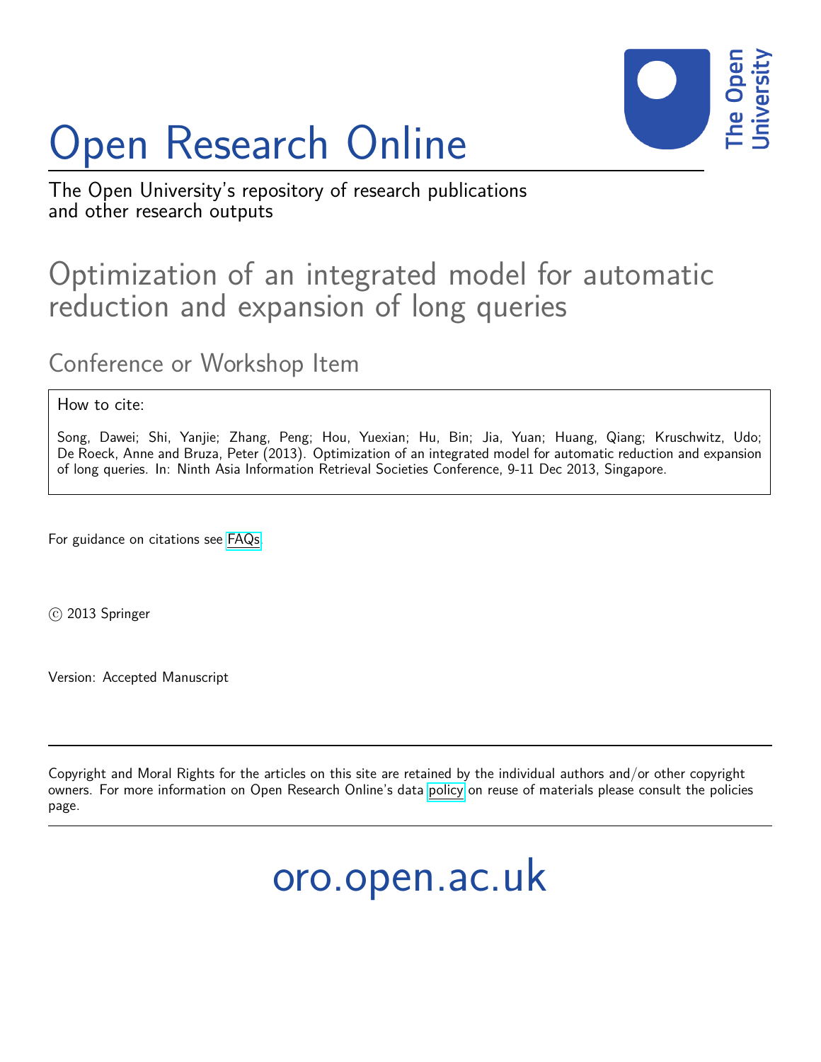# Open Research Online

The Open University's repository of research publications and other research outputs

## Optimization of an integrated model for automatic reduction and expansion of long queries

### Conference or Workshop Item

How to cite:

Song, Dawei; Shi, Yanjie; Zhang, Peng; Hou, Yuexian; Hu, Bin; Jia, Yuan; Huang, Qiang; Kruschwitz, Udo; De Roeck, Anne and Bruza, Peter (2013). Optimization of an integrated model for automatic reduction and expansion of long queries. In: Ninth Asia Information Retrieval Societies Conference, 9-11 Dec 2013, Singapore.

For guidance on citations see FAQs.

© 2013 Springer

Version: Accepted Manuscript

---

Copyright and Moral Rights for the articles on this site are retained by the individual authors and/or other copyright owners. For more information on Open Research Online's data policy on reuse of materials please consult the policies page.

---

oro.open.ac.uk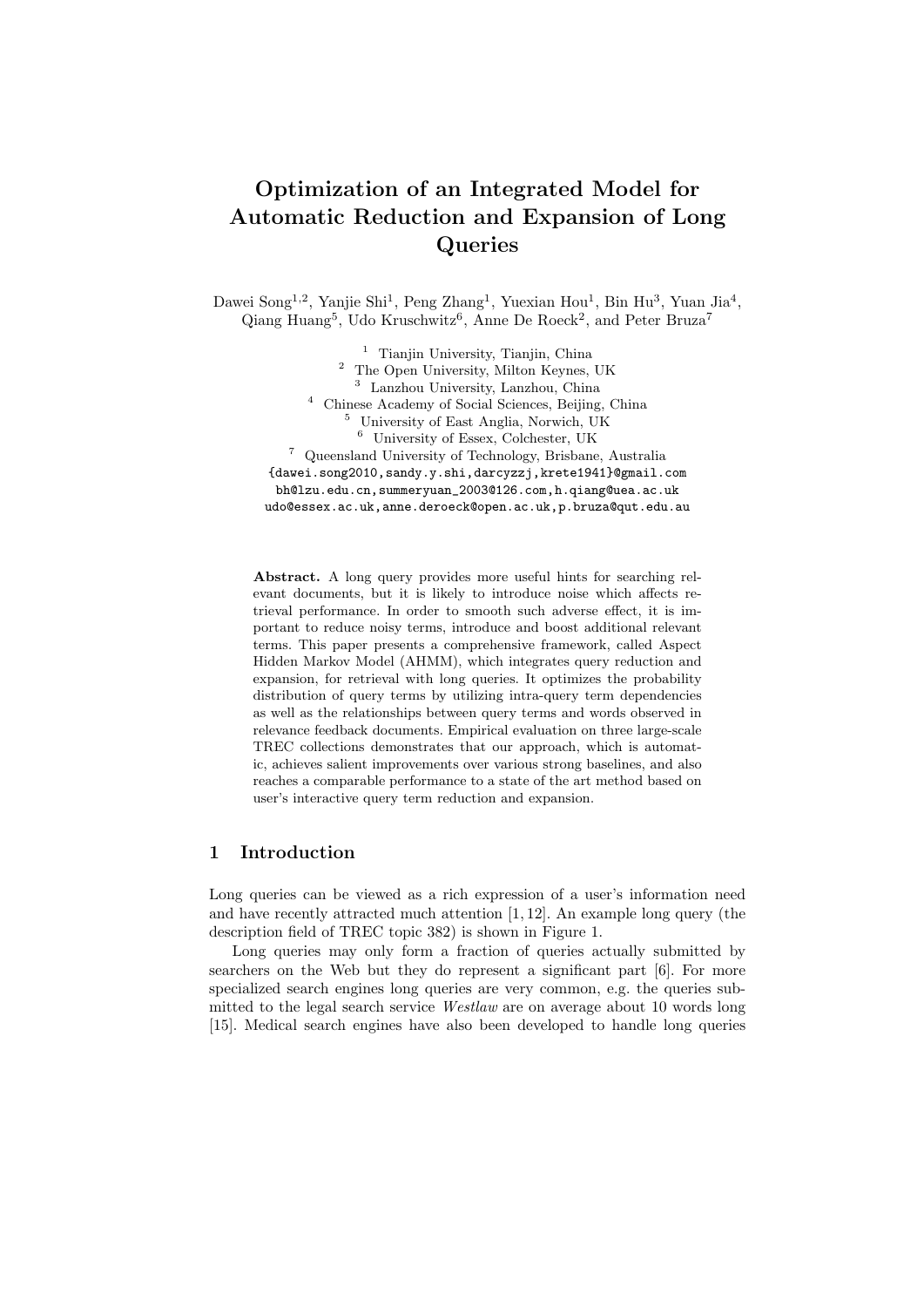# Optimization of an Integrated Model for Automatic Reduction and Expansion of Long Queries

Dawei Song[1,2], Yanjie Shi[1], Peng Zhang[1], Yuexian Hou[1], Bin Hu[3], Yuan Jia[4], Qiang Huang[5], Udo Kruschwitz[6], Anne De Roeck[2], and Peter Bruza[7]

[1] Tianjin University, Tianjin, China
[2] The Open University, Milton Keynes, UK
[3] Lanzhou University, Lanzhou, China
[4] Chinese Academy of Social Sciences, Beijing, China
[5] University of East Anglia, Norwich, UK
[6] University of Essex, Colchester, UK
[7] Queensland University of Technology, Brisbane, Australia

{dawei.song2010,sandy.y.shi,darcyzzj,krete1941}@gmail.com
bh@lzu.edu.cn,summeryuan_2003@126.com,h.qiang@uea.ac.uk
udo@essex.ac.uk,anne.deroeck@open.ac.uk,p.bruza@qut.edu.au

**Abstract.** A long query provides more useful hints for searching relevant documents, but it is likely to introduce noise which affects retrieval performance. In order to smooth such adverse effect, it is important to reduce noisy terms, introduce and boost additional relevant terms. This paper presents a comprehensive framework, called Aspect Hidden Markov Model (AHMM), which integrates query reduction and expansion, for retrieval with long queries. It optimizes the probability distribution of query terms by utilizing intra-query term dependencies as well as the relationships between query terms and words observed in relevance feedback documents. Empirical evaluation on three large-scale TREC collections demonstrates that our approach, which is automatic, achieves salient improvements over various strong baselines, and also reaches a comparable performance to a state of the art method based on user's interactive query term reduction and expansion.

## 1 Introduction

Long queries can be viewed as a rich expression of a user's information need and have recently attracted much attention [1, 12]. An example long query (the description field of TREC topic 382) is shown in Figure 1.

Long queries may only form a fraction of queries actually submitted by searchers on the Web but they do represent a significant part [6]. For more specialized search engines long queries are very common, e.g. the queries submitted to the legal search service *Westlaw* are on average about 10 words long [15]. Medical search engines have also been developed to handle long queries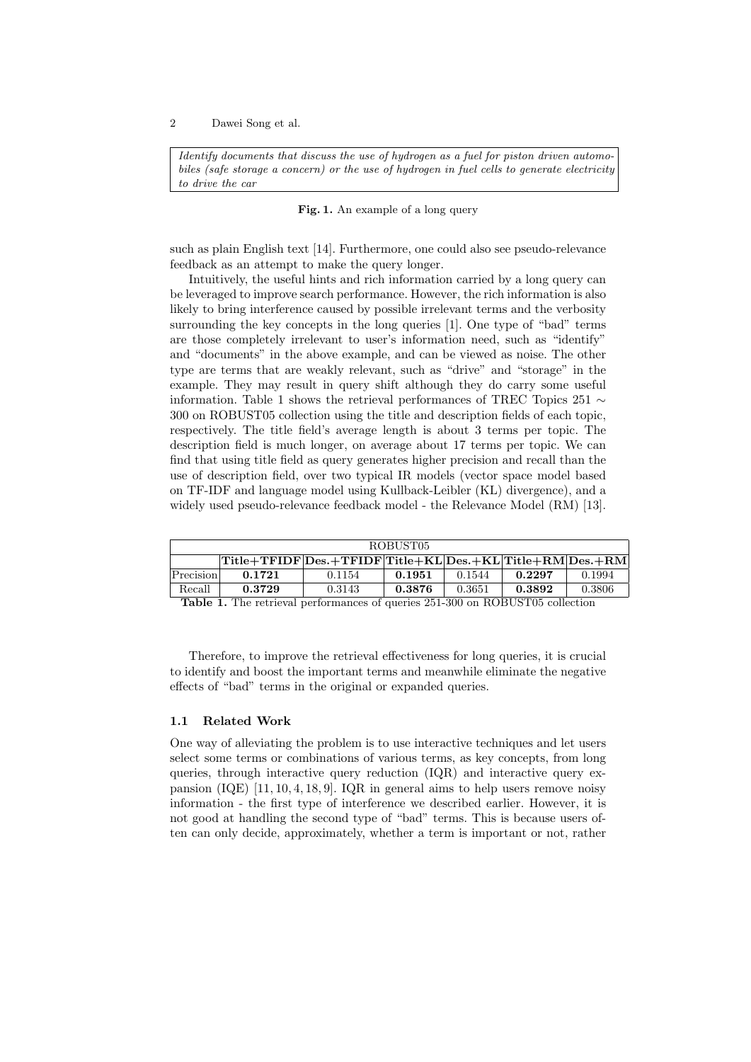*Identify documents that discuss the use of hydrogen as a fuel for piston driven automobiles (safe storage a concern) or the use of hydrogen in fuel cells to generate electricity to drive the car*

**Fig. 1.** An example of a long query

such as plain English text [14]. Furthermore, one could also see pseudo-relevance feedback as an attempt to make the query longer.

Intuitively, the useful hints and rich information carried by a long query can be leveraged to improve search performance. However, the rich information is also likely to bring interference caused by possible irrelevant terms and the verbosity surrounding the key concepts in the long queries [1]. One type of "bad" terms are those completely irrelevant to user's information need, such as "identify" and "documents" in the above example, and can be viewed as noise. The other type are terms that are weakly relevant, such as "drive" and "storage" in the example. They may result in query shift although they do carry some useful information. Table 1 shows the retrieval performances of TREC Topics 251 $\sim$ 300 on ROBUST05 collection using the title and description fields of each topic, respectively. The title field's average length is about 3 terms per topic. The description field is much longer, on average about 17 terms per topic. We can find that using title field as query generates higher precision and recall than the use of description field, over two typical IR models (vector space model based on TF-IDF and language model using Kullback-Leibler (KL) divergence), and a widely used pseudo-relevance feedback model - the Relevance Model (RM) [13].

| ROBUST05 | | | | | | |
|---|---|---|---|---|---|---|
| | **Title+TFIDF** | **Des.+TFIDF** | **Title+KL** | **Des.+KL** | **Title+RM** | **Des.+RM** |
| Precision | **0.1721** | 0.1154 | **0.1951** | 0.1544 | **0.2297** | 0.1994 |
| Recall | **0.3729** | 0.3143 | **0.3876** | 0.3651 | **0.3892** | 0.3806 |

**Table 1.** The retrieval performances of queries 251-300 on ROBUST05 collection

Therefore, to improve the retrieval effectiveness for long queries, it is crucial to identify and boost the important terms and meanwhile eliminate the negative effects of "bad" terms in the original or expanded queries.

### 1.1 Related Work

One way of alleviating the problem is to use interactive techniques and let users select some terms or combinations of various terms, as key concepts, from long queries, through interactive query reduction (IQR) and interactive query expansion (IQE) [11, 10, 4, 18, 9]. IQR in general aims to help users remove noisy information - the first type of interference we described earlier. However, it is not good at handling the second type of "bad" terms. This is because users often can only decide, approximately, whether a term is important or not, rather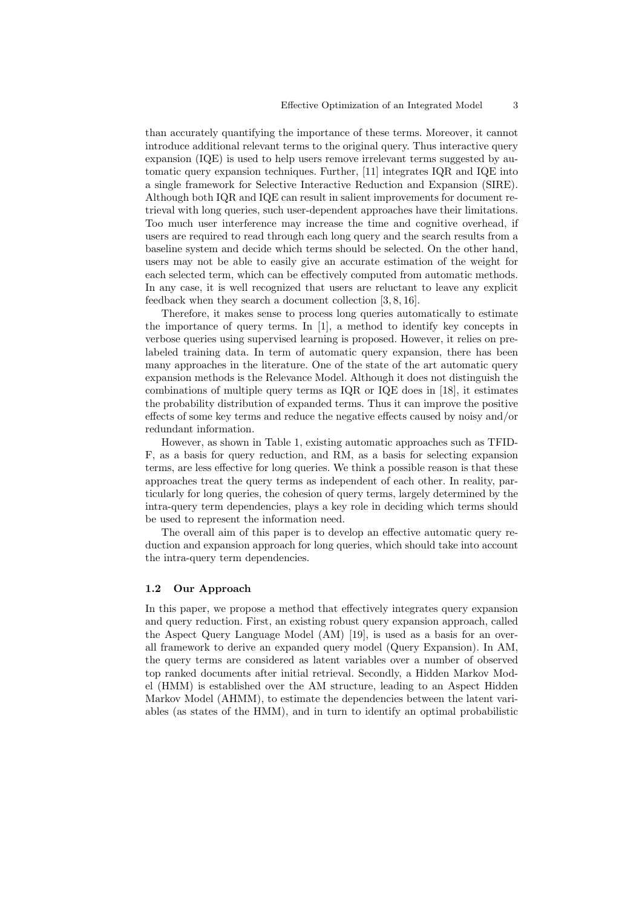than accurately quantifying the importance of these terms. Moreover, it cannot introduce additional relevant terms to the original query. Thus interactive query expansion (IQE) is used to help users remove irrelevant terms suggested by automatic query expansion techniques. Further, [11] integrates IQR and IQE into a single framework for Selective Interactive Reduction and Expansion (SIRE). Although both IQR and IQE can result in salient improvements for document retrieval with long queries, such user-dependent approaches have their limitations. Too much user interference may increase the time and cognitive overhead, if users are required to read through each long query and the search results from a baseline system and decide which terms should be selected. On the other hand, users may not be able to easily give an accurate estimation of the weight for each selected term, which can be effectively computed from automatic methods. In any case, it is well recognized that users are reluctant to leave any explicit feedback when they search a document collection [3, 8, 16].

Therefore, it makes sense to process long queries automatically to estimate the importance of query terms. In [1], a method to identify key concepts in verbose queries using supervised learning is proposed. However, it relies on pre-labeled training data. In term of automatic query expansion, there has been many approaches in the literature. One of the state of the art automatic query expansion methods is the Relevance Model. Although it does not distinguish the combinations of multiple query terms as IQR or IQE does in [18], it estimates the probability distribution of expanded terms. Thus it can improve the positive effects of some key terms and reduce the negative effects caused by noisy and/or redundant information.

However, as shown in Table 1, existing automatic approaches such as TFIDF, as a basis for query reduction, and RM, as a basis for selecting expansion terms, are less effective for long queries. We think a possible reason is that these approaches treat the query terms as independent of each other. In reality, particularly for long queries, the cohesion of query terms, largely determined by the intra-query term dependencies, plays a key role in deciding which terms should be used to represent the information need.

The overall aim of this paper is to develop an effective automatic query reduction and expansion approach for long queries, which should take into account the intra-query term dependencies.

### 1.2 Our Approach

In this paper, we propose a method that effectively integrates query expansion and query reduction. First, an existing robust query expansion approach, called the Aspect Query Language Model (AM) [19], is used as a basis for an overall framework to derive an expanded query model (Query Expansion). In AM, the query terms are considered as latent variables over a number of observed top ranked documents after initial retrieval. Secondly, a Hidden Markov Model (HMM) is established over the AM structure, leading to an Aspect Hidden Markov Model (AHMM), to estimate the dependencies between the latent variables (as states of the HMM), and in turn to identify an optimal probabilistic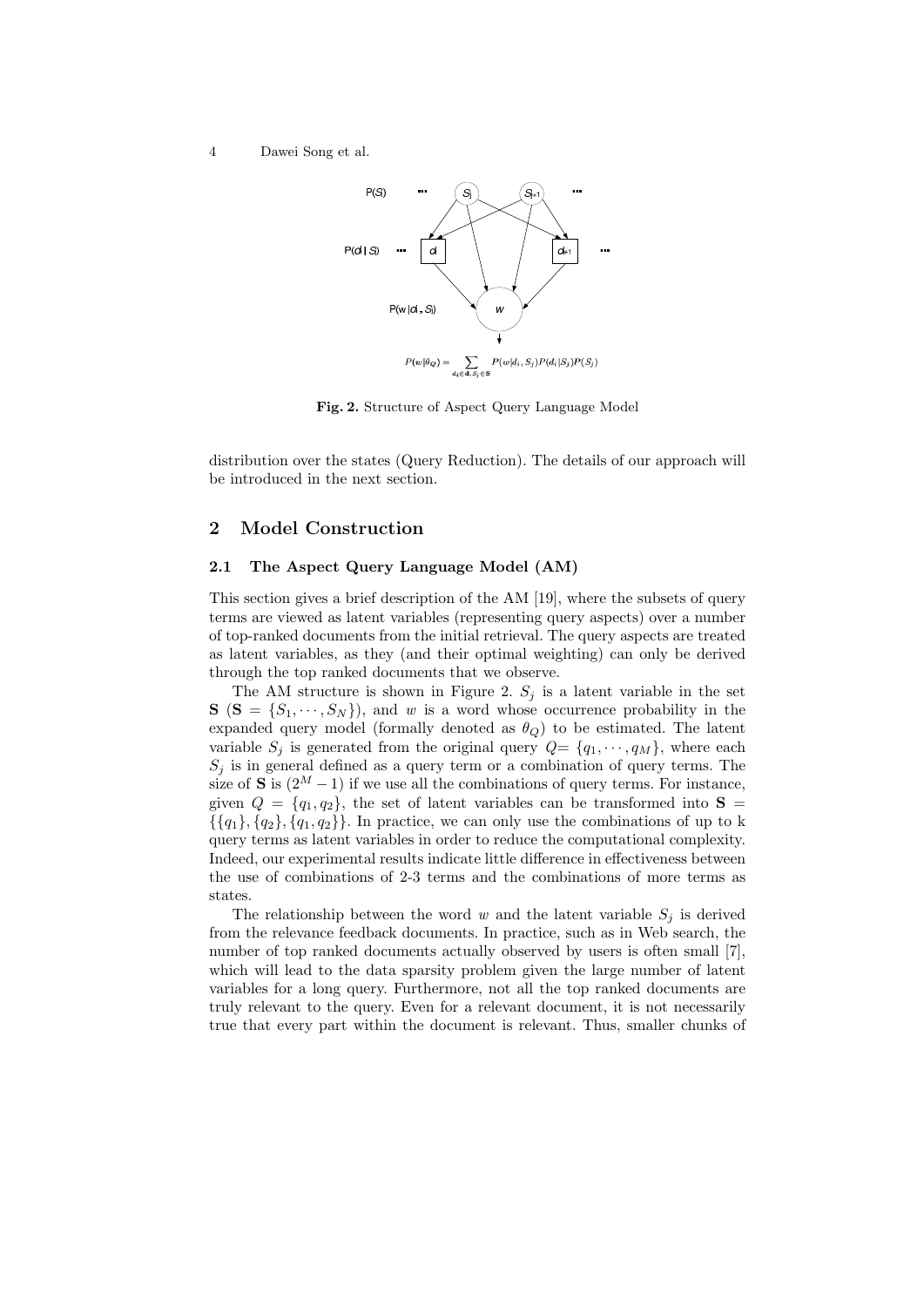$$P(w|\theta_Q) = \sum_{d_i \in \mathbf{d}, S_j \in \mathbf{S}} P(w|d_i, S_j) P(d_i|S_j) P(S_j)$$

**Fig. 2.** Structure of Aspect Query Language Model

distribution over the states (Query Reduction). The details of our approach will be introduced in the next section.

## 2 Model Construction

### 2.1 The Aspect Query Language Model (AM)

This section gives a brief description of the AM [19], where the subsets of query terms are viewed as latent variables (representing query aspects) over a number of top-ranked documents from the initial retrieval. The query aspects are treated as latent variables, as they (and their optimal weighting) can only be derived through the top ranked documents that we observe.

The AM structure is shown in Figure 2. $S_j$ is a latent variable in the set $\mathbf{S}$ ($\mathbf{S} = \{S_1, \cdots, S_N\}$), and $w$ is a word whose occurrence probability in the expanded query model (formally denoted as $\theta_Q$) to be estimated. The latent variable $S_j$ is generated from the original query $Q = \{q_1, \cdots, q_M\}$, where each $S_j$ is in general defined as a query term or a combination of query terms. The size of $\mathbf{S}$ is $(2^M - 1)$ if we use all the combinations of query terms. For instance, given $Q = \{q_1, q_2\}$, the set of latent variables can be transformed into $\mathbf{S} = \{\{q_1\}, \{q_2\}, \{q_1, q_2\}\}$. In practice, we can only use the combinations of up to k query terms as latent variables in order to reduce the computational complexity. Indeed, our experimental results indicate little difference in effectiveness between the use of combinations of 2-3 terms and the combinations of more terms as states.

The relationship between the word $w$ and the latent variable $S_j$ is derived from the relevance feedback documents. In practice, such as in Web search, the number of top ranked documents actually observed by users is often small [7], which will lead to the data sparsity problem given the large number of latent variables for a long query. Furthermore, not all the top ranked documents are truly relevant to the query. Even for a relevant document, it is not necessarily true that every part within the document is relevant. Thus, smaller chunks of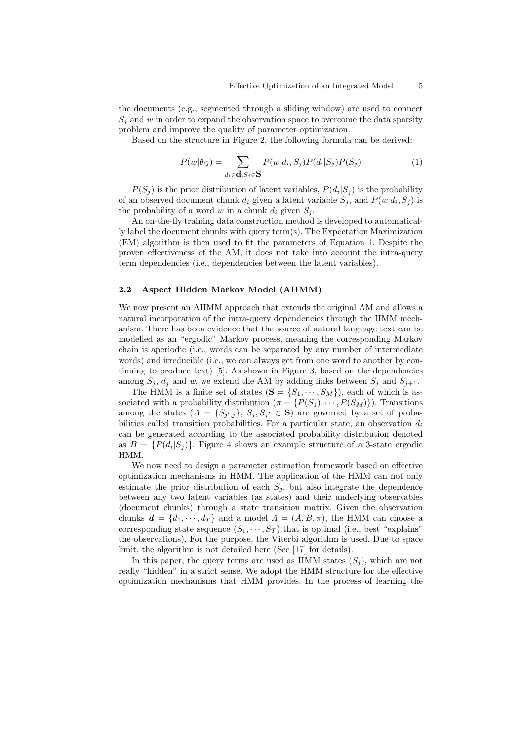the documents (e.g., segmented through a sliding window) are used to connect $S_j$ and $w$ in order to expand the observation space to overcome the data sparsity problem and improve the quality of parameter optimization.

Based on the structure in Figure 2, the following formula can be derived:

$$P(w|\theta_Q) = \sum_{d_i \in \mathbf{d}, S_j \in \mathbf{S}} P(w|d_i, S_j) P(d_i|S_j) P(S_j) \tag{1}$$

$P(S_j)$ is the prior distribution of latent variables, $P(d_i|S_j)$ is the probability of an observed document chunk $d_i$ given a latent variable $S_j$, and $P(w|d_i, S_j)$ is the probability of a word $w$ in a chunk $d_i$ given $S_j$.

An on-the-fly training data construction method is developed to automatically label the document chunks with query term(s). The Expectation Maximization (EM) algorithm is then used to fit the parameters of Equation 1. Despite the proven effectiveness of the AM, it does not take into account the intra-query term dependencies (i.e., dependencies between the latent variables).

### 2.2 Aspect Hidden Markov Model (AHMM)

We now present an AHMM approach that extends the original AM and allows a natural incorporation of the intra-query dependencies through the HMM mechanism. There has been evidence that the source of natural language text can be modelled as an "ergodic" Markov process, meaning the corresponding Markov chain is aperiodic (i.e., words can be separated by any number of intermediate words) and irreducible (i.e., we can always get from one word to another by continuing to produce text) [5]. As shown in Figure 3, based on the dependencies among $S_j$, $d_j$ and $w$, we extend the AM by adding links between $S_j$ and $S_{j+1}$.

The HMM is a finite set of states ($\mathbf{S} = \{S_1, \cdots, S_M\}$), each of which is associated with a probability distribution ($\pi = \{P(S_1), \cdots, P(S_M)\}$). Transitions among the states ($A = \{S_{j',j}\}$, $S_j, S_{j'} \in \mathbf{S}$) are governed by a set of probabilities called transition probabilities. For a particular state, an observation $d_i$ can be generated according to the associated probability distribution denoted as $B = \{P(d_i|S_j)\}$. Figure 4 shows an example structure of a 3-state ergodic HMM.

We now need to design a parameter estimation framework based on effective optimization mechanisms in HMM. The application of the HMM can not only estimate the prior distribution of each $S_j$, but also integrate the dependence between any two latent variables (as states) and their underlying observables (document chunks) through a state transition matrix. Given the observation chunks $\boldsymbol{d} = \{d_1, \cdots, d_T\}$ and a model $\Lambda = (A, B, \pi)$, the HMM can choose a corresponding state sequence $(S_1, \cdots, S_T)$ that is optimal (i.e., best "explains" the observations). For the purpose, the Viterbi algorithm is used. Due to space limit, the algorithm is not detailed here (See [17] for details).

In this paper, the query terms are used as HMM states ($S_j$), which are not really "hidden" in a strict sense. We adopt the HMM structure for the effective optimization mechanisms that HMM provides. In the process of learning the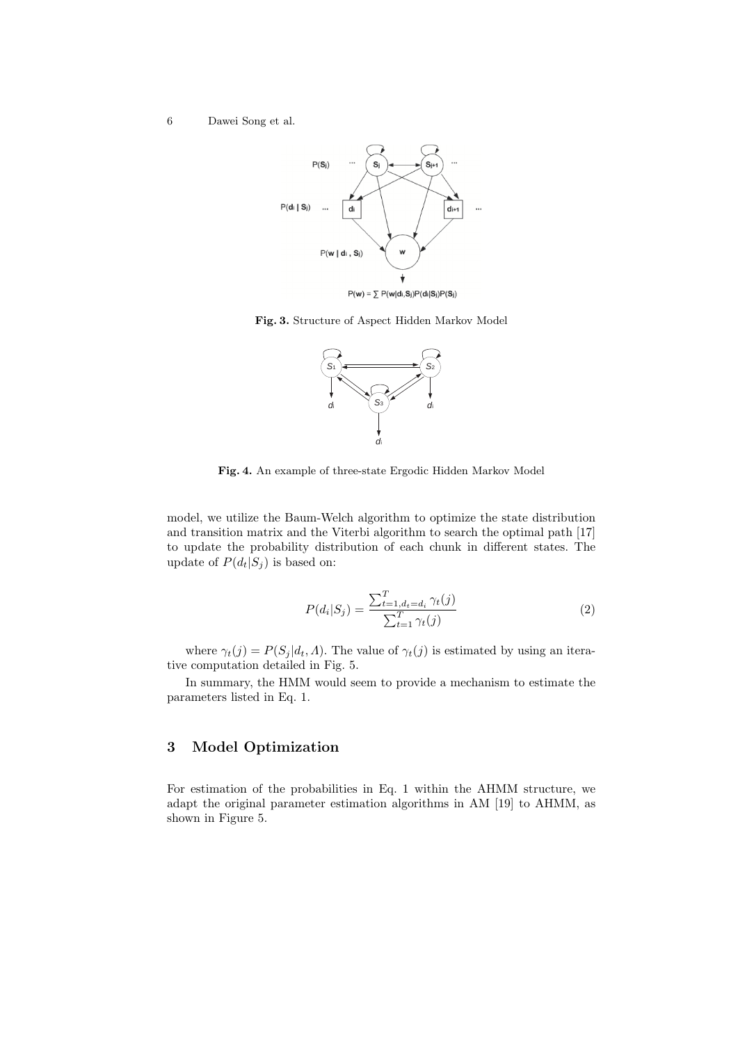**Fig. 3.** Structure of Aspect Hidden Markov Model

**Fig. 4.** An example of three-state Ergodic Hidden Markov Model

model, we utilize the Baum-Welch algorithm to optimize the state distribution and transition matrix and the Viterbi algorithm to search the optimal path [17] to update the probability distribution of each chunk in different states. The update of $P(d_t|S_j)$ is based on:

$$P(d_i|S_j) = \frac{\sum_{t=1, d_t=d_i}^{T} \gamma_t(j)}{\sum_{t=1}^{T} \gamma_t(j)} \tag{2}$$

where $\gamma_t(j) = P(S_j|d_t, \Lambda)$. The value of $\gamma_t(j)$ is estimated by using an iterative computation detailed in Fig. 5.

In summary, the HMM would seem to provide a mechanism to estimate the parameters listed in Eq. 1.

## 3 Model Optimization

For estimation of the probabilities in Eq. 1 within the AHMM structure, we adapt the original parameter estimation algorithms in AM [19] to AHMM, as shown in Figure 5.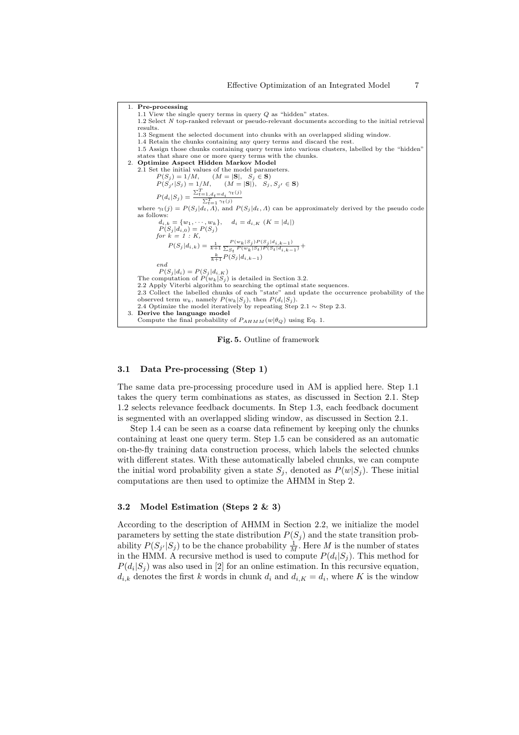1. **Pre-processing**
   1.1 View the single query terms in query $Q$ as "hidden" states.
   1.2 Select $N$ top-ranked relevant or pseudo-relevant documents according to the initial retrieval results.
   1.3 Segment the selected document into chunks with an overlapped sliding window.
   1.4 Retain the chunks containing any query terms and discard the rest.
   1.5 Assign those chunks containing query terms into various clusters, labelled by the "hidden" states that share one or more query terms with the chunks.
2. **Optimize Aspect Hidden Markov Model**
   2.1 Set the initial values of the model parameters.
   $P(S_j) = 1/M, \quad (M = |\mathbf{S}|, \quad S_j \in \mathbf{S})$
   $P(S_{j'}|S_j) = 1/M, \quad (M = |\mathbf{S}|), \quad S_j, S_{j'} \in \mathbf{S})$
   $P(d_i|S_j) = \frac{\sum_{t=1, d_t=d_i}^{T} \gamma_t(j)}{\sum_{t=1}^{T} \gamma_t(j)}$
   where $\gamma_t(j) = P(S_j|d_t, \Lambda)$, and $P(S_j|d_t, \Lambda)$ can be approximately derived by the pseudo code as follows:
   $d_{i,k} = \{w_1, \cdots, w_k\}, \quad d_i = d_{i,K} \ (K = |d_i|)$
   $P(S_j|d_{i,0}) = P(S_j)$
   *for* $k = 1 : K,$
   $P(S_j|d_{i,k}) = \frac{1}{k+1} \frac{P(w_k|S_j) P(S_j|d_{i,k-1})}{\sum_{S_t} P(w_k|S_t) P(S_t|d_{i,k-1})} + \frac{k}{k+1} P(S_j|d_{i,k-1})$
   *end*
   $P(S_j|d_i) = P(S_j|d_{i,K})$
   The computation of $P(w_k|S_j)$ is detailed in Section 3.2.
   2.2 Apply Viterbi algorithm to searching the optimal state sequences.
   2.3 Collect the labelled chunks of each "state" and update the occurrence probability of the observed term $w_k$, namely $P(w_k|S_j)$, then $P(d_i|S_j)$.
   2.4 Optimize the model iteratively by repeating Step 2.1 ∼ Step 2.3.
3. **Derive the language model**
   Compute the final probability of $P_{AHMM}(w|\theta_Q)$ using Eq. 1.

**Fig. 5.** Outline of framework

### 3.1 Data Pre-processing (Step 1)

The same data pre-processing procedure used in AM is applied here. Step 1.1 takes the query term combinations as states, as discussed in Section 2.1. Step 1.2 selects relevance feedback documents. In Step 1.3, each feedback document is segmented with an overlapped sliding window, as discussed in Section 2.1.

Step 1.4 can be seen as a coarse data refinement by keeping only the chunks containing at least one query term. Step 1.5 can be considered as an automatic on-the-fly training data construction process, which labels the selected chunks with different states. With these automatically labeled chunks, we can compute the initial word probability given a state $S_j$, denoted as $P(w|S_j)$. These initial computations are then used to optimize the AHMM in Step 2.

### 3.2 Model Estimation (Steps 2 & 3)

According to the description of AHMM in Section 2.2, we initialize the model parameters by setting the state distribution $P(S_j)$ and the state transition probability $P(S_{j'}|S_j)$ to be the chance probability $\frac{1}{M}$. Here $M$ is the number of states in the HMM. A recursive method is used to compute $P(d_i|S_j)$. This method for $P(d_i|S_j)$ was also used in [2] for an online estimation. In this recursive equation, $d_{i,k}$ denotes the first $k$ words in chunk $d_i$ and $d_{i,K} = d_i$, where $K$ is the window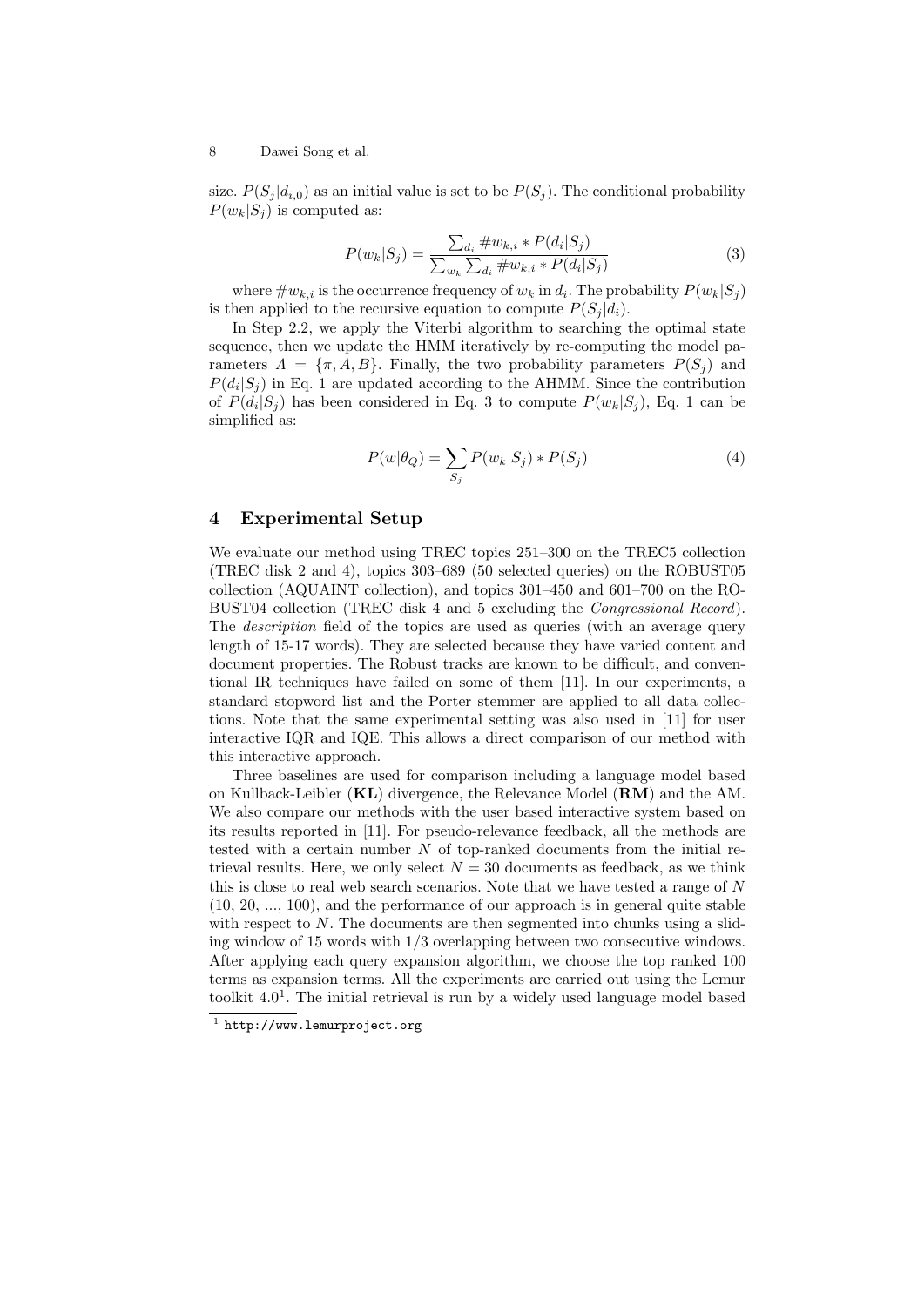size. $P(S_j|d_{i,0})$ as an initial value is set to be $P(S_j)$. The conditional probability $P(w_k|S_j)$ is computed as:

$$P(w_k|S_j) = \frac{\sum_{d_i} \#w_{k,i} * P(d_i|S_j)}{\sum_{w_k} \sum_{d_i} \#w_{k,i} * P(d_i|S_j)} \tag{3}$$

where $\#w_{k,i}$ is the occurrence frequency of $w_k$ in $d_i$. The probability $P(w_k|S_j)$ is then applied to the recursive equation to compute $P(S_j|d_i)$.

In Step 2.2, we apply the Viterbi algorithm to searching the optimal state sequence, then we update the HMM iteratively by re-computing the model parameters $\Lambda = \{\pi, A, B\}$. Finally, the two probability parameters $P(S_j)$ and $P(d_i|S_j)$ in Eq. 1 are updated according to the AHMM. Since the contribution of $P(d_i|S_j)$ has been considered in Eq. 3 to compute $P(w_k|S_j)$, Eq. 1 can be simplified as:

$$P(w|\theta_Q) = \sum_{S_j} P(w_k|S_j) * P(S_j) \tag{4}$$

## 4 Experimental Setup

We evaluate our method using TREC topics 251–300 on the TREC5 collection (TREC disk 2 and 4), topics 303–689 (50 selected queries) on the ROBUST05 collection (AQUAINT collection), and topics 301–450 and 601–700 on the ROBUST04 collection (TREC disk 4 and 5 excluding the *Congressional Record*). The *description* field of the topics are used as queries (with an average query length of 15-17 words). They are selected because they have varied content and document properties. The Robust tracks are known to be difficult, and conventional IR techniques have failed on some of them [11]. In our experiments, a standard stopword list and the Porter stemmer are applied to all data collections. Note that the same experimental setting was also used in [11] for user interactive IQR and IQE. This allows a direct comparison of our method with this interactive approach.

Three baselines are used for comparison including a language model based on Kullback-Leibler (**KL**) divergence, the Relevance Model (**RM**) and the AM. We also compare our methods with the user based interactive system based on its results reported in [11]. For pseudo-relevance feedback, all the methods are tested with a certain number $N$ of top-ranked documents from the initial retrieval results. Here, we only select $N = 30$ documents as feedback, as we think this is close to real web search scenarios. Note that we have tested a range of $N$ (10, 20, ..., 100), and the performance of our approach is in general quite stable with respect to $N$. The documents are then segmented into chunks using a sliding window of 15 words with 1/3 overlapping between two consecutive windows. After applying each query expansion algorithm, we choose the top ranked 100 terms as expansion terms. All the experiments are carried out using the Lemur toolkit 4.0[1]. The initial retrieval is run by a widely used language model based

[1] http://www.lemurproject.org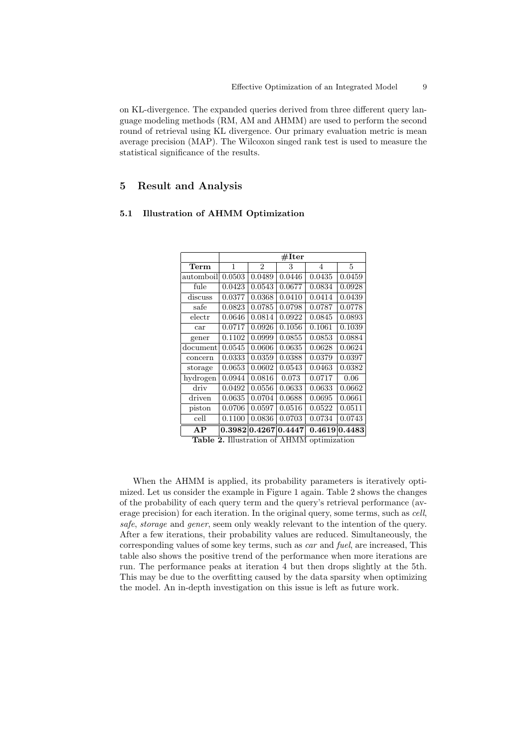on KL-divergence. The expanded queries derived from three different query language modeling methods (RM, AM and AHMM) are used to perform the second round of retrieval using KL divergence. Our primary evaluation metric is mean average precision (MAP). The Wilcoxon singed rank test is used to measure the statistical significance of the results.

## 5 Result and Analysis

### 5.1 Illustration of AHMM Optimization

| | #Iter | | | | |
|---|---|---|---|---|---|
| **Term** | 1 | 2 | 3 | 4 | 5 |
| automboil | 0.0503 | 0.0489 | 0.0446 | 0.0435 | 0.0459 |
| fule | 0.0423 | 0.0543 | 0.0677 | 0.0834 | 0.0928 |
| discuss | 0.0377 | 0.0368 | 0.0410 | 0.0414 | 0.0439 |
| safe | 0.0823 | 0.0785 | 0.0798 | 0.0787 | 0.0778 |
| electr | 0.0646 | 0.0814 | 0.0922 | 0.0845 | 0.0893 |
| car | 0.0717 | 0.0926 | 0.1056 | 0.1061 | 0.1039 |
| gener | 0.1102 | 0.0999 | 0.0855 | 0.0853 | 0.0884 |
| document | 0.0545 | 0.0606 | 0.0635 | 0.0628 | 0.0624 |
| concern | 0.0333 | 0.0359 | 0.0388 | 0.0379 | 0.0397 |
| storage | 0.0653 | 0.0602 | 0.0543 | 0.0463 | 0.0382 |
| hydrogen | 0.0944 | 0.0816 | 0.073 | 0.0717 | 0.06 |
| driv | 0.0492 | 0.0556 | 0.0633 | 0.0633 | 0.0662 |
| driven | 0.0635 | 0.0704 | 0.0688 | 0.0695 | 0.0661 |
| piston | 0.0706 | 0.0597 | 0.0516 | 0.0522 | 0.0511 |
| cell | 0.1100 | 0.0836 | 0.0703 | 0.0734 | 0.0743 |
| **AP** | **0.3982** | **0.4267** | **0.4447** | **0.4619** | **0.4483** |

**Table 2.** Illustration of AHMM optimization

When the AHMM is applied, its probability parameters is iteratively optimized. Let us consider the example in Figure 1 again. Table 2 shows the changes of the probability of each query term and the query's retrieval performance (average precision) for each iteration. In the original query, some terms, such as *cell*, *safe*, *storage* and *gener*, seem only weakly relevant to the intention of the query. After a few iterations, their probability values are reduced. Simultaneously, the corresponding values of some key terms, such as *car* and *fuel*, are increased, This table also shows the positive trend of the performance when more iterations are run. The performance peaks at iteration 4 but then drops slightly at the 5th. This may be due to the overfitting caused by the data sparsity when optimizing the model. An in-depth investigation on this issue is left as future work.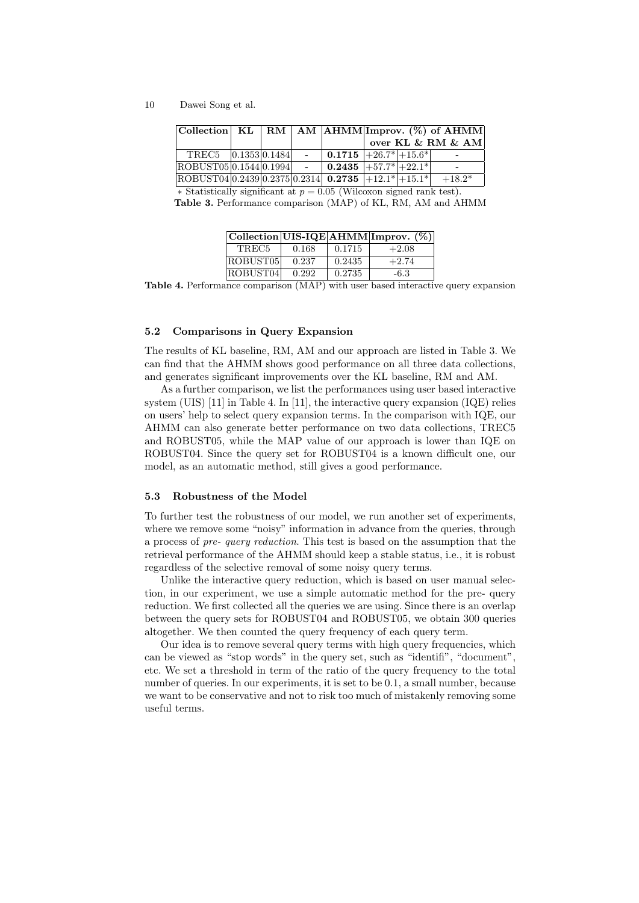| Collection | KL | RM | AM | AHMM | Improv. (%) of AHMM over KL & RM & AM | | |
|---|---|---|---|---|---|---|---|
| TREC5 | 0.1353 | 0.1484 | - | **0.1715** | +26.7* | +15.6* | - |
| ROBUST05 | 0.1544 | 0.1994 | - | **0.2435** | +57.7* | +22.1* | - |
| ROBUST04 | 0.2439 | 0.2375 | 0.2314 | **0.2735** | +12.1* | +15.1* | +18.2* |

$*$ Statistically significant at $p = 0.05$ (Wilcoxon signed rank test).

**Table 3.** Performance comparison (MAP) of KL, RM, AM and AHMM

| Collection | UIS-IQE | AHMM | Improv. (%) |
|---|---|---|---|
| TREC5 | 0.168 | 0.1715 | +2.08 |
| ROBUST05 | 0.237 | 0.2435 | +2.74 |
| ROBUST04 | 0.292 | 0.2735 | -6.3 |

**Table 4.** Performance comparison (MAP) with user based interactive query expansion

### 5.2 Comparisons in Query Expansion

The results of KL baseline, RM, AM and our approach are listed in Table 3. We can find that the AHMM shows good performance on all three data collections, and generates significant improvements over the KL baseline, RM and AM.

As a further comparison, we list the performances using user based interactive system (UIS) [11] in Table 4. In [11], the interactive query expansion (IQE) relies on users' help to select query expansion terms. In the comparison with IQE, our AHMM can also generate better performance on two data collections, TREC5 and ROBUST05, while the MAP value of our approach is lower than IQE on ROBUST04. Since the query set for ROBUST04 is a known difficult one, our model, as an automatic method, still gives a good performance.

### 5.3 Robustness of the Model

To further test the robustness of our model, we run another set of experiments, where we remove some "noisy" information in advance from the queries, through a process of *pre- query reduction*. This test is based on the assumption that the retrieval performance of the AHMM should keep a stable status, i.e., it is robust regardless of the selective removal of some noisy query terms.

Unlike the interactive query reduction, which is based on user manual selection, in our experiment, we use a simple automatic method for the pre- query reduction. We first collected all the queries we are using. Since there is an overlap between the query sets for ROBUST04 and ROBUST05, we obtain 300 queries altogether. We then counted the query frequency of each query term.

Our idea is to remove several query terms with high query frequencies, which can be viewed as "stop words" in the query set, such as "identifi", "document", etc. We set a threshold in term of the ratio of the query frequency to the total number of queries. In our experiments, it is set to be 0.1, a small number, because we want to be conservative and not to risk too much of mistakenly removing some useful terms.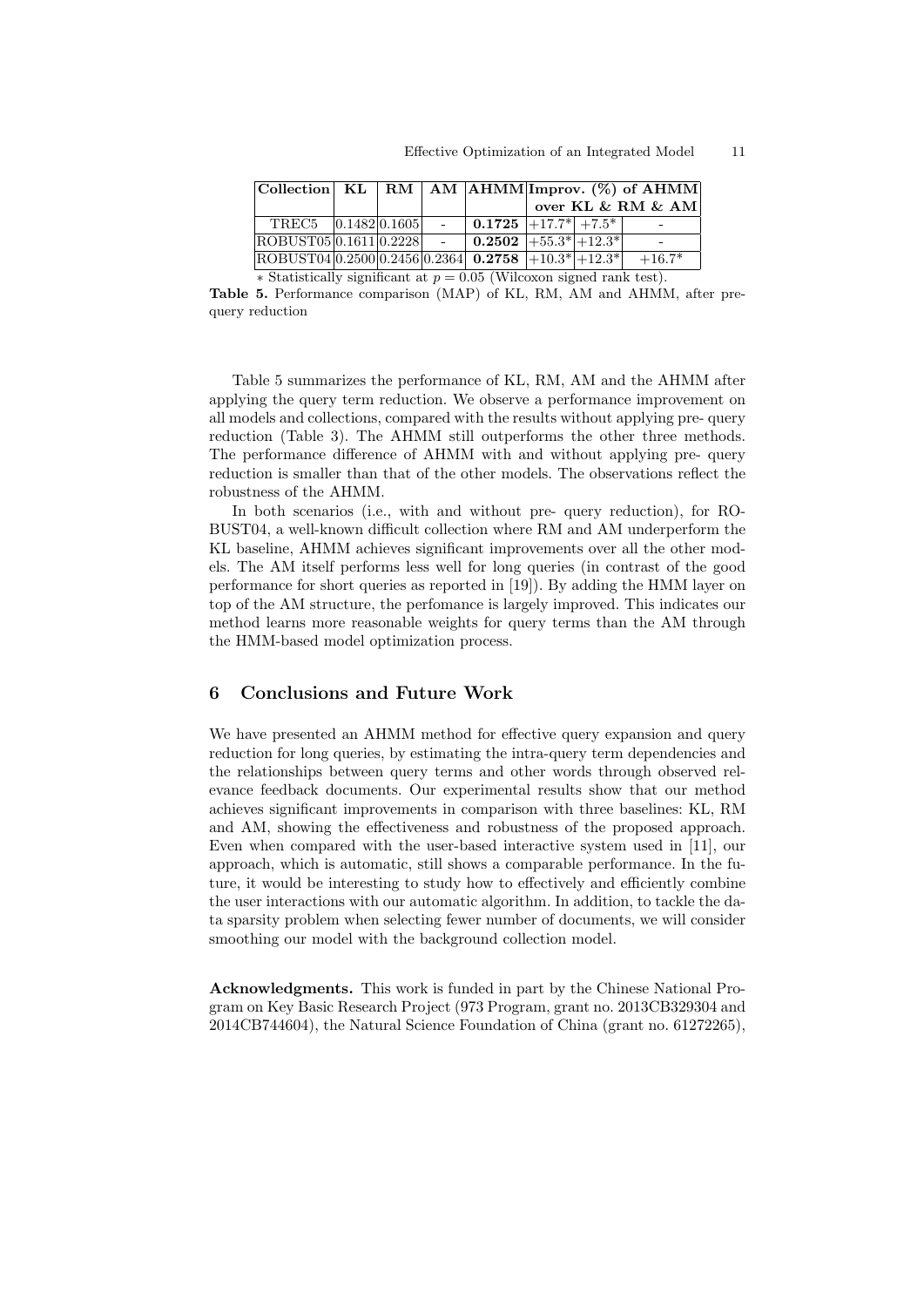| Collection | KL | RM | AM | AHMM | Improv. (%) of AHMM over KL & RM & AM | | |
|---|---|---|---|---|---|---|---|
| TREC5 | 0.1482 | 0.1605 | - | **0.1725** | +17.7* | +7.5* | - |
| ROBUST05 | 0.1611 | 0.2228 | - | **0.2502** | +55.3* | +12.3* | - |
| ROBUST04 | 0.2500 | 0.2456 | 0.2364 | **0.2758** | +10.3* | +12.3* | +16.7* |

$*$ Statistically significant at $p = 0.05$ (Wilcoxon signed rank test).

**Table 5.** Performance comparison (MAP) of KL, RM, AM and AHMM, after pre-query reduction

Table 5 summarizes the performance of KL, RM, AM and the AHMM after applying the query term reduction. We observe a performance improvement on all models and collections, compared with the results without applying pre- query reduction (Table 3). The AHMM still outperforms the other three methods. The performance difference of AHMM with and without applying pre- query reduction is smaller than that of the other models. The observations reflect the robustness of the AHMM.

In both scenarios (i.e., with and without pre- query reduction), for ROBUST04, a well-known difficult collection where RM and AM underperform the KL baseline, AHMM achieves significant improvements over all the other models. The AM itself performs less well for long queries (in contrast of the good performance for short queries as reported in [19]). By adding the HMM layer on top of the AM structure, the perfomance is largely improved. This indicates our method learns more reasonable weights for query terms than the AM through the HMM-based model optimization process.

## 6 Conclusions and Future Work

We have presented an AHMM method for effective query expansion and query reduction for long queries, by estimating the intra-query term dependencies and the relationships between query terms and other words through observed relevance feedback documents. Our experimental results show that our method achieves significant improvements in comparison with three baselines: KL, RM and AM, showing the effectiveness and robustness of the proposed approach. Even when compared with the user-based interactive system used in [11], our approach, which is automatic, still shows a comparable performance. In the future, it would be interesting to study how to effectively and efficiently combine the user interactions with our automatic algorithm. In addition, to tackle the data sparsity problem when selecting fewer number of documents, we will consider smoothing our model with the background collection model.

**Acknowledgments.** This work is funded in part by the Chinese National Program on Key Basic Research Project (973 Program, grant no. 2013CB329304 and 2014CB744604), the Natural Science Foundation of China (grant no. 61272265),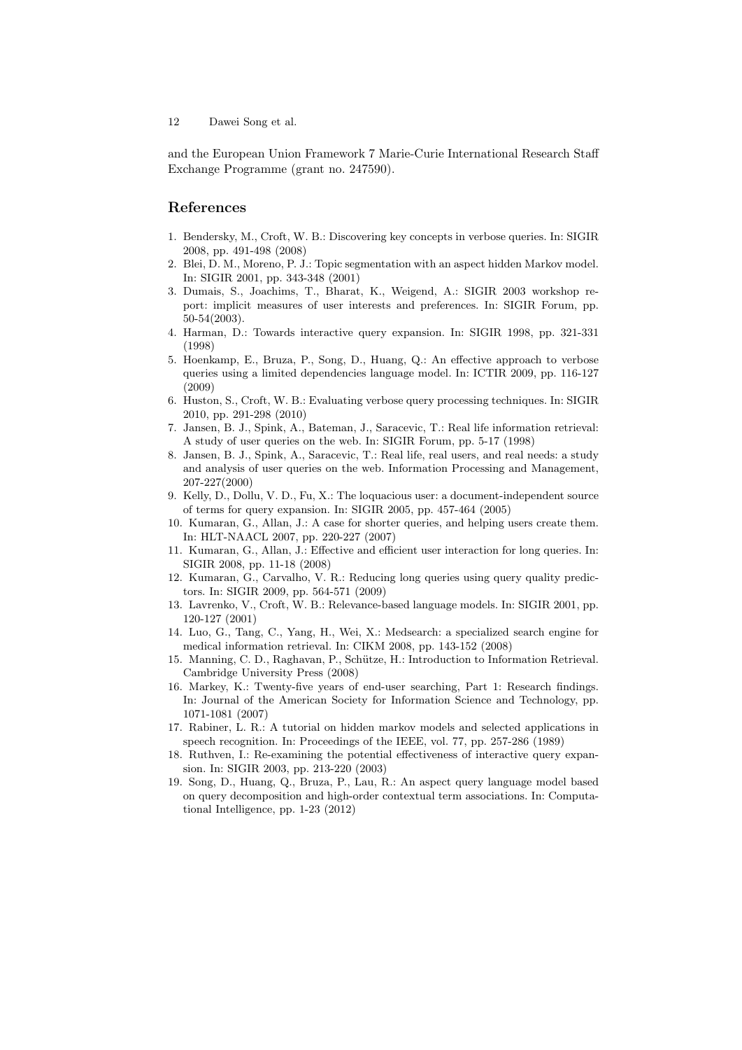and the European Union Framework 7 Marie-Curie International Research Staff Exchange Programme (grant no. 247590).

## References

1. Bendersky, M., Croft, W. B.: Discovering key concepts in verbose queries. In: SIGIR 2008, pp. 491-498 (2008)
2. Blei, D. M., Moreno, P. J.: Topic segmentation with an aspect hidden Markov model. In: SIGIR 2001, pp. 343-348 (2001)
3. Dumais, S., Joachims, T., Bharat, K., Weigend, A.: SIGIR 2003 workshop report: implicit measures of user interests and preferences. In: SIGIR Forum, pp. 50-54(2003).
4. Harman, D.: Towards interactive query expansion. In: SIGIR 1998, pp. 321-331 (1998)
5. Hoenkamp, E., Bruza, P., Song, D., Huang, Q.: An effective approach to verbose queries using a limited dependencies language model. In: ICTIR 2009, pp. 116-127 (2009)
6. Huston, S., Croft, W. B.: Evaluating verbose query processing techniques. In: SIGIR 2010, pp. 291-298 (2010)
7. Jansen, B. J., Spink, A., Bateman, J., Saracevic, T.: Real life information retrieval: A study of user queries on the web. In: SIGIR Forum, pp. 5-17 (1998)
8. Jansen, B. J., Spink, A., Saracevic, T.: Real life, real users, and real needs: a study and analysis of user queries on the web. Information Processing and Management, 207-227(2000)
9. Kelly, D., Dollu, V. D., Fu, X.: The loquacious user: a document-independent source of terms for query expansion. In: SIGIR 2005, pp. 457-464 (2005)
10. Kumaran, G., Allan, J.: A case for shorter queries, and helping users create them. In: HLT-NAACL 2007, pp. 220-227 (2007)
11. Kumaran, G., Allan, J.: Effective and efficient user interaction for long queries. In: SIGIR 2008, pp. 11-18 (2008)
12. Kumaran, G., Carvalho, V. R.: Reducing long queries using query quality predictors. In: SIGIR 2009, pp. 564-571 (2009)
13. Lavrenko, V., Croft, W. B.: Relevance-based language models. In: SIGIR 2001, pp. 120-127 (2001)
14. Luo, G., Tang, C., Yang, H., Wei, X.: Medsearch: a specialized search engine for medical information retrieval. In: CIKM 2008, pp. 143-152 (2008)
15. Manning, C. D., Raghavan, P., Schütze, H.: Introduction to Information Retrieval. Cambridge University Press (2008)
16. Markey, K.: Twenty-five years of end-user searching, Part 1: Research findings. In: Journal of the American Society for Information Science and Technology, pp. 1071-1081 (2007)
17. Rabiner, L. R.: A tutorial on hidden markov models and selected applications in speech recognition. In: Proceedings of the IEEE, vol. 77, pp. 257-286 (1989)
18. Ruthven, I.: Re-examining the potential effectiveness of interactive query expansion. In: SIGIR 2003, pp. 213-220 (2003)
19. Song, D., Huang, Q., Bruza, P., Lau, R.: An aspect query language model based on query decomposition and high-order contextual term associations. In: Computational Intelligence, pp. 1-23 (2012)